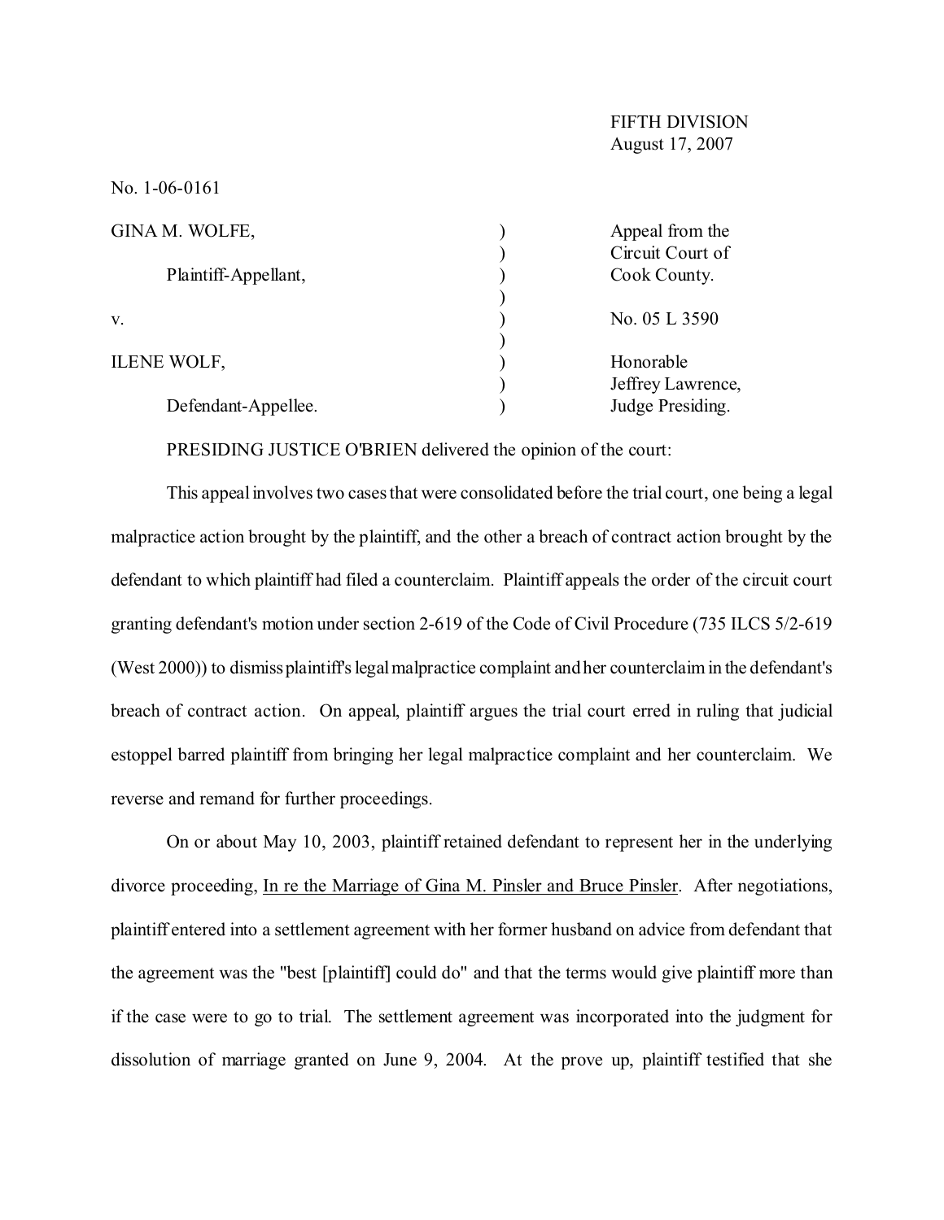FIFTH DIVISION
August 17, 2007

No. 1-06-0161

| | | |
|---|---|---|
| GINA M. WOLFE, | ) | Appeal from the |
| | ) | Circuit Court of |
| Plaintiff-Appellant, | ) | Cook County. |
| | ) | |
| v. | ) | No. 05 L 3590 |
| | ) | |
| ILENE WOLF, | ) | Honorable |
| | ) | Jeffrey Lawrence, |
| Defendant-Appellee. | ) | Judge Presiding. |

PRESIDING JUSTICE O'BRIEN delivered the opinion of the court:

This appeal involves two cases that were consolidated before the trial court, one being a legal malpractice action brought by the plaintiff, and the other a breach of contract action brought by the defendant to which plaintiff had filed a counterclaim. Plaintiff appeals the order of the circuit court granting defendant's motion under section 2-619 of the Code of Civil Procedure (735 ILCS 5/2-619 (West 2000)) to dismiss plaintiff's legal malpractice complaint and her counterclaim in the defendant's breach of contract action. On appeal, plaintiff argues the trial court erred in ruling that judicial estoppel barred plaintiff from bringing her legal malpractice complaint and her counterclaim. We reverse and remand for further proceedings.

On or about May 10, 2003, plaintiff retained defendant to represent her in the underlying divorce proceeding, In re the Marriage of Gina M. Pinsler and Bruce Pinsler. After negotiations, plaintiff entered into a settlement agreement with her former husband on advice from defendant that the agreement was the "best [plaintiff] could do" and that the terms would give plaintiff more than if the case were to go to trial. The settlement agreement was incorporated into the judgment for dissolution of marriage granted on June 9, 2004. At the prove up, plaintiff testified that she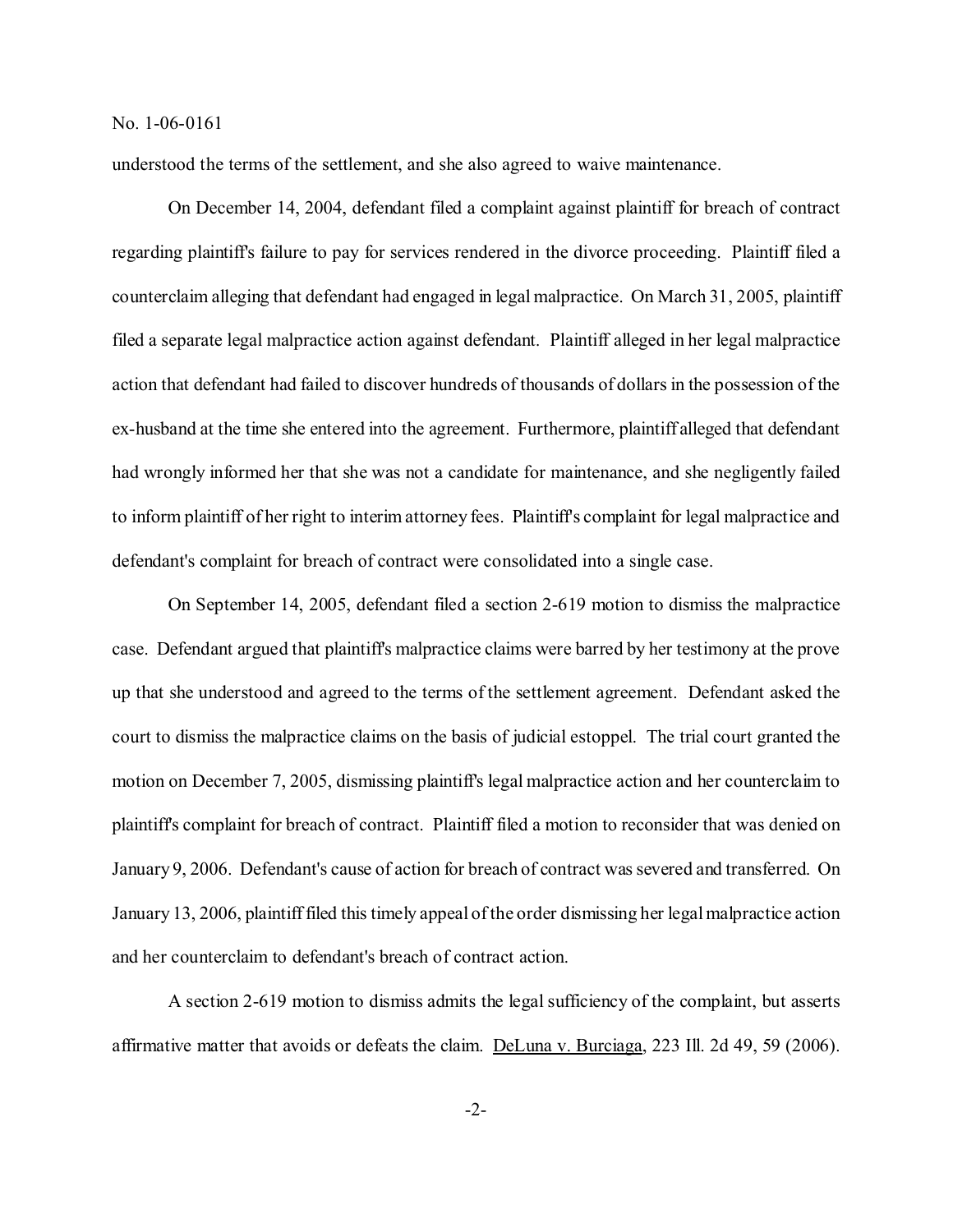understood the terms of the settlement, and she also agreed to waive maintenance.

On December 14, 2004, defendant filed a complaint against plaintiff for breach of contract regarding plaintiff's failure to pay for services rendered in the divorce proceeding. Plaintiff filed a counterclaim alleging that defendant had engaged in legal malpractice. On March 31, 2005, plaintiff filed a separate legal malpractice action against defendant. Plaintiff alleged in her legal malpractice action that defendant had failed to discover hundreds of thousands of dollars in the possession of the ex-husband at the time she entered into the agreement. Furthermore, plaintiff alleged that defendant had wrongly informed her that she was not a candidate for maintenance, and she negligently failed to inform plaintiff of her right to interim attorney fees. Plaintiff's complaint for legal malpractice and defendant's complaint for breach of contract were consolidated into a single case.

On September 14, 2005, defendant filed a section 2-619 motion to dismiss the malpractice case. Defendant argued that plaintiff's malpractice claims were barred by her testimony at the prove up that she understood and agreed to the terms of the settlement agreement. Defendant asked the court to dismiss the malpractice claims on the basis of judicial estoppel. The trial court granted the motion on December 7, 2005, dismissing plaintiff's legal malpractice action and her counterclaim to plaintiff's complaint for breach of contract. Plaintiff filed a motion to reconsider that was denied on January 9, 2006. Defendant's cause of action for breach of contract was severed and transferred. On January 13, 2006, plaintiff filed this timely appeal of the order dismissing her legal malpractice action and her counterclaim to defendant's breach of contract action.

A section 2-619 motion to dismiss admits the legal sufficiency of the complaint, but asserts affirmative matter that avoids or defeats the claim. DeLuna v. Burciaga, 223 Ill. 2d 49, 59 (2006).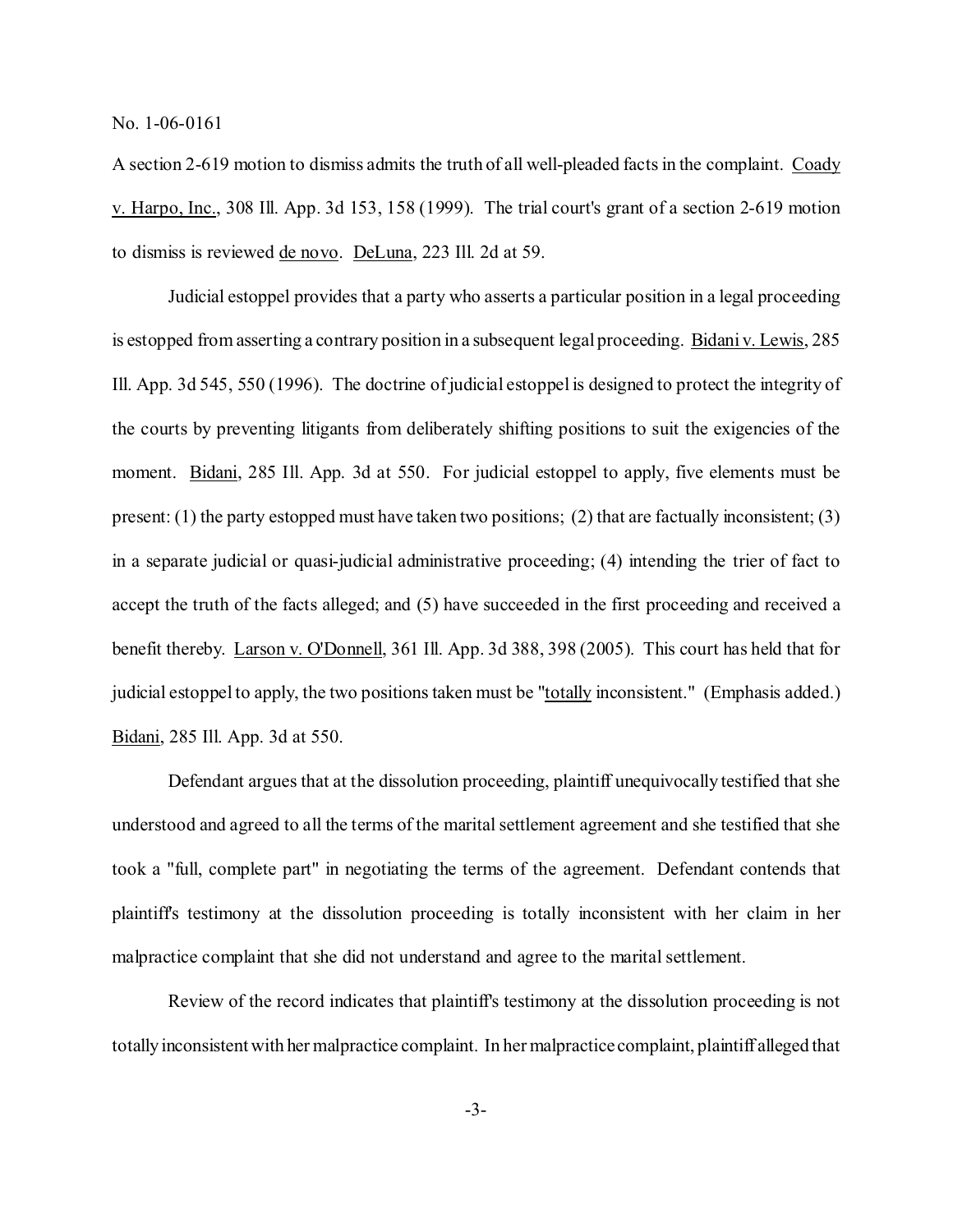A section 2-619 motion to dismiss admits the truth of all well-pleaded facts in the complaint. Coady v. Harpo, Inc., 308 Ill. App. 3d 153, 158 (1999). The trial court's grant of a section 2-619 motion to dismiss is reviewed de novo. DeLuna, 223 Ill. 2d at 59.

Judicial estoppel provides that a party who asserts a particular position in a legal proceeding is estopped from asserting a contrary position in a subsequent legal proceeding. Bidani v. Lewis, 285 Ill. App. 3d 545, 550 (1996). The doctrine of judicial estoppel is designed to protect the integrity of the courts by preventing litigants from deliberately shifting positions to suit the exigencies of the moment. Bidani, 285 Ill. App. 3d at 550. For judicial estoppel to apply, five elements must be present: (1) the party estopped must have taken two positions; (2) that are factually inconsistent; (3) in a separate judicial or quasi-judicial administrative proceeding; (4) intending the trier of fact to accept the truth of the facts alleged; and (5) have succeeded in the first proceeding and received a benefit thereby. Larson v. O'Donnell, 361 Ill. App. 3d 388, 398 (2005). This court has held that for judicial estoppel to apply, the two positions taken must be "totally inconsistent." (Emphasis added.) Bidani, 285 Ill. App. 3d at 550.

Defendant argues that at the dissolution proceeding, plaintiff unequivocally testified that she understood and agreed to all the terms of the marital settlement agreement and she testified that she took a "full, complete part" in negotiating the terms of the agreement. Defendant contends that plaintiff's testimony at the dissolution proceeding is totally inconsistent with her claim in her malpractice complaint that she did not understand and agree to the marital settlement.

Review of the record indicates that plaintiff's testimony at the dissolution proceeding is not totally inconsistent with her malpractice complaint. In her malpractice complaint, plaintiff alleged that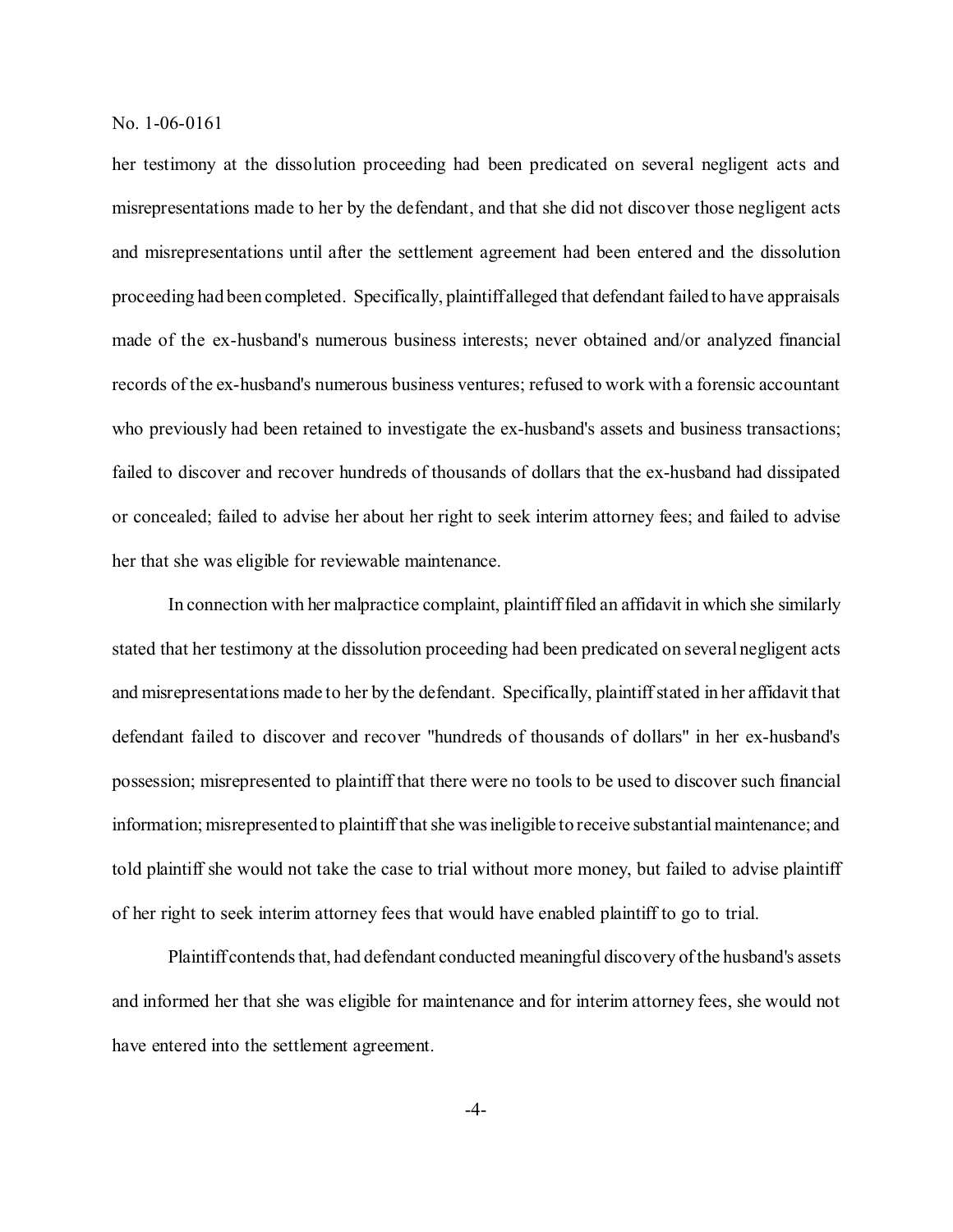her testimony at the dissolution proceeding had been predicated on several negligent acts and misrepresentations made to her by the defendant, and that she did not discover those negligent acts and misrepresentations until after the settlement agreement had been entered and the dissolution proceeding had been completed. Specifically, plaintiff alleged that defendant failed to have appraisals made of the ex-husband's numerous business interests; never obtained and/or analyzed financial records of the ex-husband's numerous business ventures; refused to work with a forensic accountant who previously had been retained to investigate the ex-husband's assets and business transactions; failed to discover and recover hundreds of thousands of dollars that the ex-husband had dissipated or concealed; failed to advise her about her right to seek interim attorney fees; and failed to advise her that she was eligible for reviewable maintenance.

In connection with her malpractice complaint, plaintiff filed an affidavit in which she similarly stated that her testimony at the dissolution proceeding had been predicated on several negligent acts and misrepresentations made to her by the defendant. Specifically, plaintiff stated in her affidavit that defendant failed to discover and recover "hundreds of thousands of dollars" in her ex-husband's possession; misrepresented to plaintiff that there were no tools to be used to discover such financial information; misrepresented to plaintiff that she was ineligible to receive substantial maintenance; and told plaintiff she would not take the case to trial without more money, but failed to advise plaintiff of her right to seek interim attorney fees that would have enabled plaintiff to go to trial.

Plaintiff contends that, had defendant conducted meaningful discovery of the husband's assets and informed her that she was eligible for maintenance and for interim attorney fees, she would not have entered into the settlement agreement.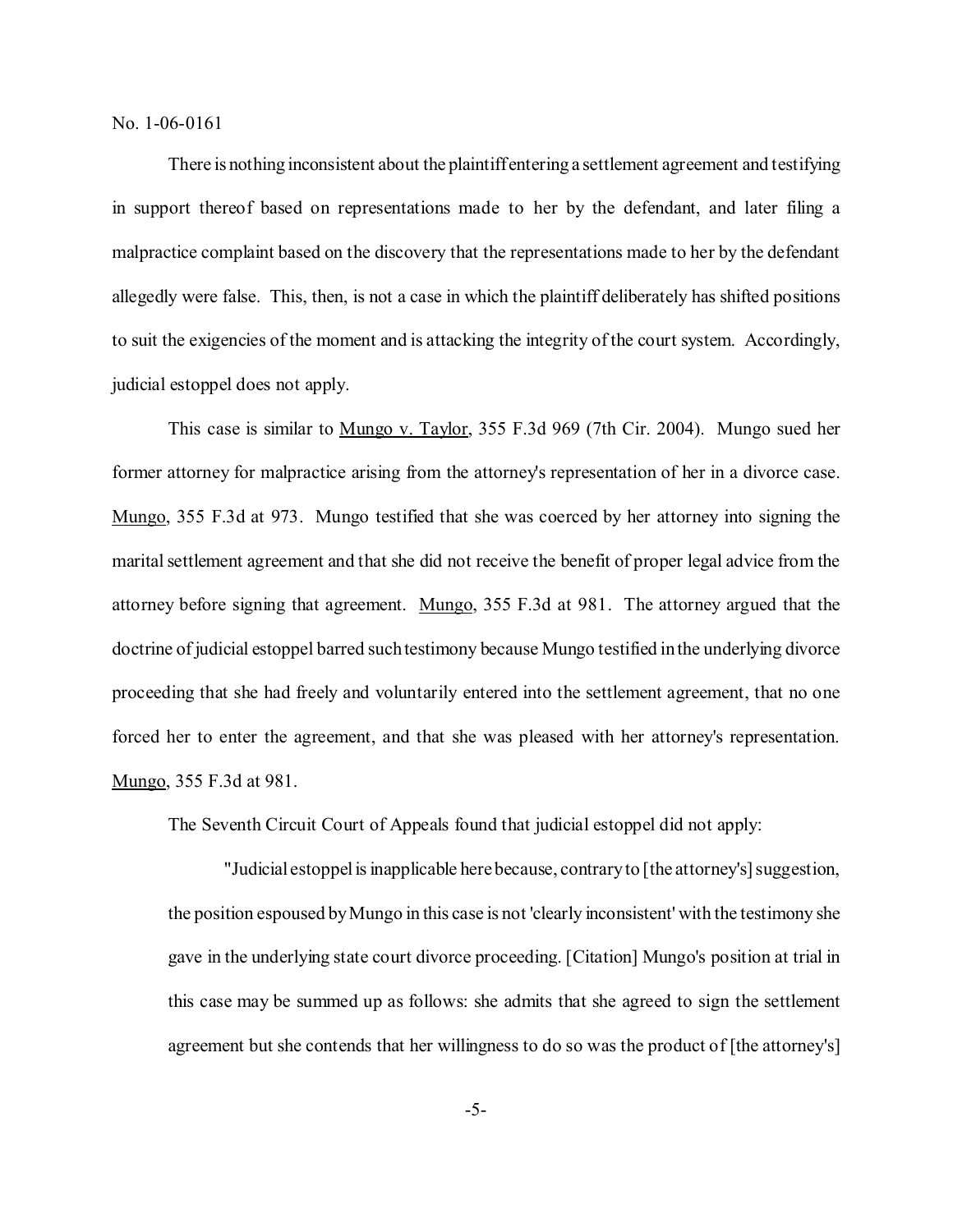There is nothing inconsistent about the plaintiff entering a settlement agreement and testifying in support thereof based on representations made to her by the defendant, and later filing a malpractice complaint based on the discovery that the representations made to her by the defendant allegedly were false. This, then, is not a case in which the plaintiff deliberately has shifted positions to suit the exigencies of the moment and is attacking the integrity of the court system. Accordingly, judicial estoppel does not apply.

This case is similar to Mungo v. Taylor, 355 F.3d 969 (7th Cir. 2004). Mungo sued her former attorney for malpractice arising from the attorney's representation of her in a divorce case. Mungo, 355 F.3d at 973. Mungo testified that she was coerced by her attorney into signing the marital settlement agreement and that she did not receive the benefit of proper legal advice from the attorney before signing that agreement. Mungo, 355 F.3d at 981. The attorney argued that the doctrine of judicial estoppel barred such testimony because Mungo testified in the underlying divorce proceeding that she had freely and voluntarily entered into the settlement agreement, that no one forced her to enter the agreement, and that she was pleased with her attorney's representation. Mungo, 355 F.3d at 981.

The Seventh Circuit Court of Appeals found that judicial estoppel did not apply:

> "Judicial estoppel is inapplicable here because, contrary to [the attorney's] suggestion, the position espoused by Mungo in this case is not 'clearly inconsistent' with the testimony she gave in the underlying state court divorce proceeding. [Citation] Mungo's position at trial in this case may be summed up as follows: she admits that she agreed to sign the settlement agreement but she contends that her willingness to do so was the product of [the attorney's]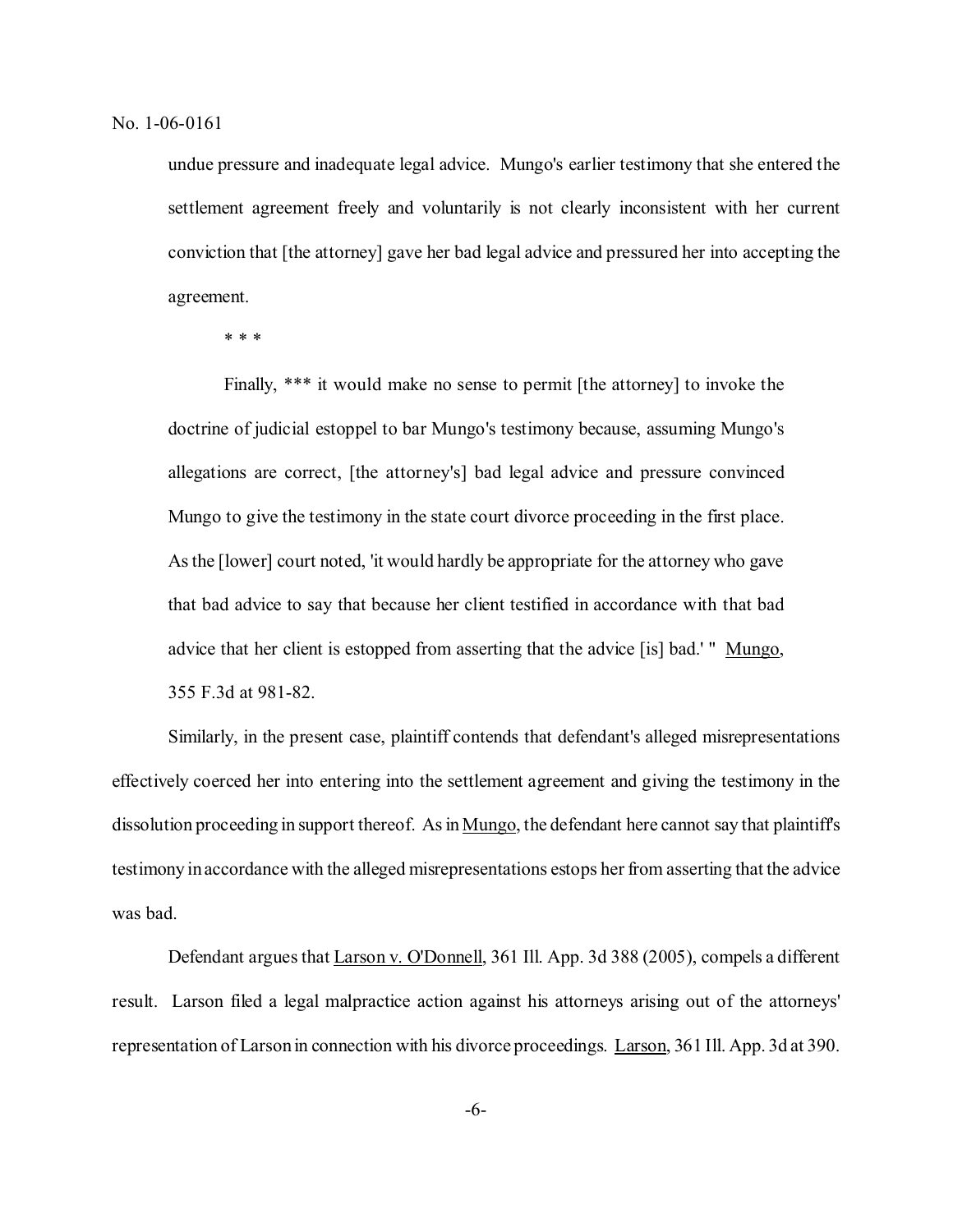undue pressure and inadequate legal advice. Mungo's earlier testimony that she entered the settlement agreement freely and voluntarily is not clearly inconsistent with her current conviction that [the attorney] gave her bad legal advice and pressured her into accepting the agreement.

> \* \* \*
>
> Finally, *** it would make no sense to permit [the attorney] to invoke the doctrine of judicial estoppel to bar Mungo's testimony because, assuming Mungo's allegations are correct, [the attorney's] bad legal advice and pressure convinced Mungo to give the testimony in the state court divorce proceeding in the first place. As the [lower] court noted, 'it would hardly be appropriate for the attorney who gave that bad advice to say that because her client testified in accordance with that bad advice that her client is estopped from asserting that the advice [is] bad.' " Mungo, 355 F.3d at 981-82.

Similarly, in the present case, plaintiff contends that defendant's alleged misrepresentations effectively coerced her into entering into the settlement agreement and giving the testimony in the dissolution proceeding in support thereof. As in Mungo, the defendant here cannot say that plaintiff's testimony in accordance with the alleged misrepresentations estops her from asserting that the advice was bad.

Defendant argues that Larson v. O'Donnell, 361 Ill. App. 3d 388 (2005), compels a different result. Larson filed a legal malpractice action against his attorneys arising out of the attorneys' representation of Larson in connection with his divorce proceedings. Larson, 361 Ill. App. 3d at 390.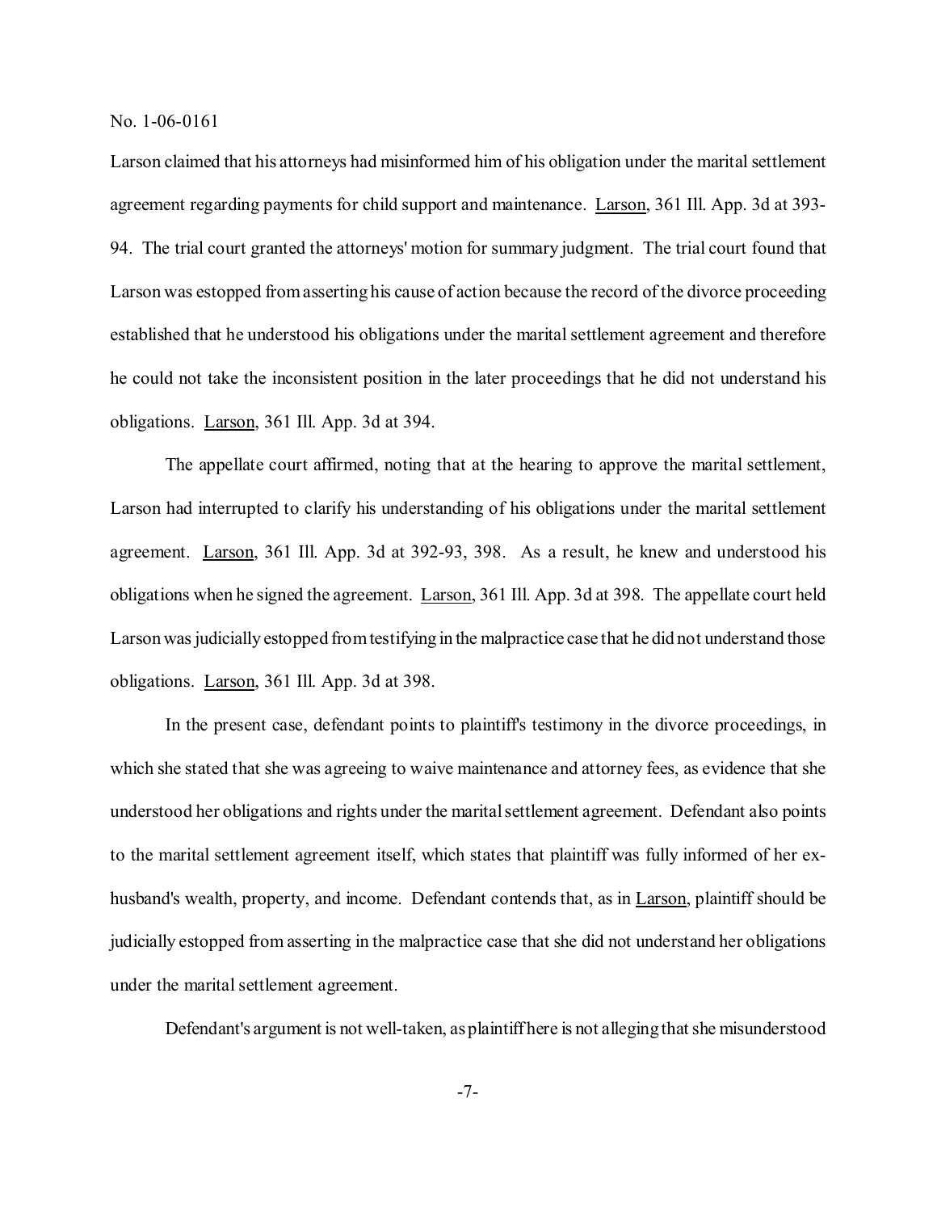Larson claimed that his attorneys had misinformed him of his obligation under the marital settlement agreement regarding payments for child support and maintenance. Larson, 361 Ill. App. 3d at 393-94. The trial court granted the attorneys' motion for summary judgment. The trial court found that Larson was estopped from asserting his cause of action because the record of the divorce proceeding established that he understood his obligations under the marital settlement agreement and therefore he could not take the inconsistent position in the later proceedings that he did not understand his obligations. Larson, 361 Ill. App. 3d at 394.

The appellate court affirmed, noting that at the hearing to approve the marital settlement, Larson had interrupted to clarify his understanding of his obligations under the marital settlement agreement. Larson, 361 Ill. App. 3d at 392-93, 398. As a result, he knew and understood his obligations when he signed the agreement. Larson, 361 Ill. App. 3d at 398. The appellate court held Larson was judicially estopped from testifying in the malpractice case that he did not understand those obligations. Larson, 361 Ill. App. 3d at 398.

In the present case, defendant points to plaintiff's testimony in the divorce proceedings, in which she stated that she was agreeing to waive maintenance and attorney fees, as evidence that she understood her obligations and rights under the marital settlement agreement. Defendant also points to the marital settlement agreement itself, which states that plaintiff was fully informed of her ex-husband's wealth, property, and income. Defendant contends that, as in Larson, plaintiff should be judicially estopped from asserting in the malpractice case that she did not understand her obligations under the marital settlement agreement.

Defendant's argument is not well-taken, as plaintiff here is not alleging that she misunderstood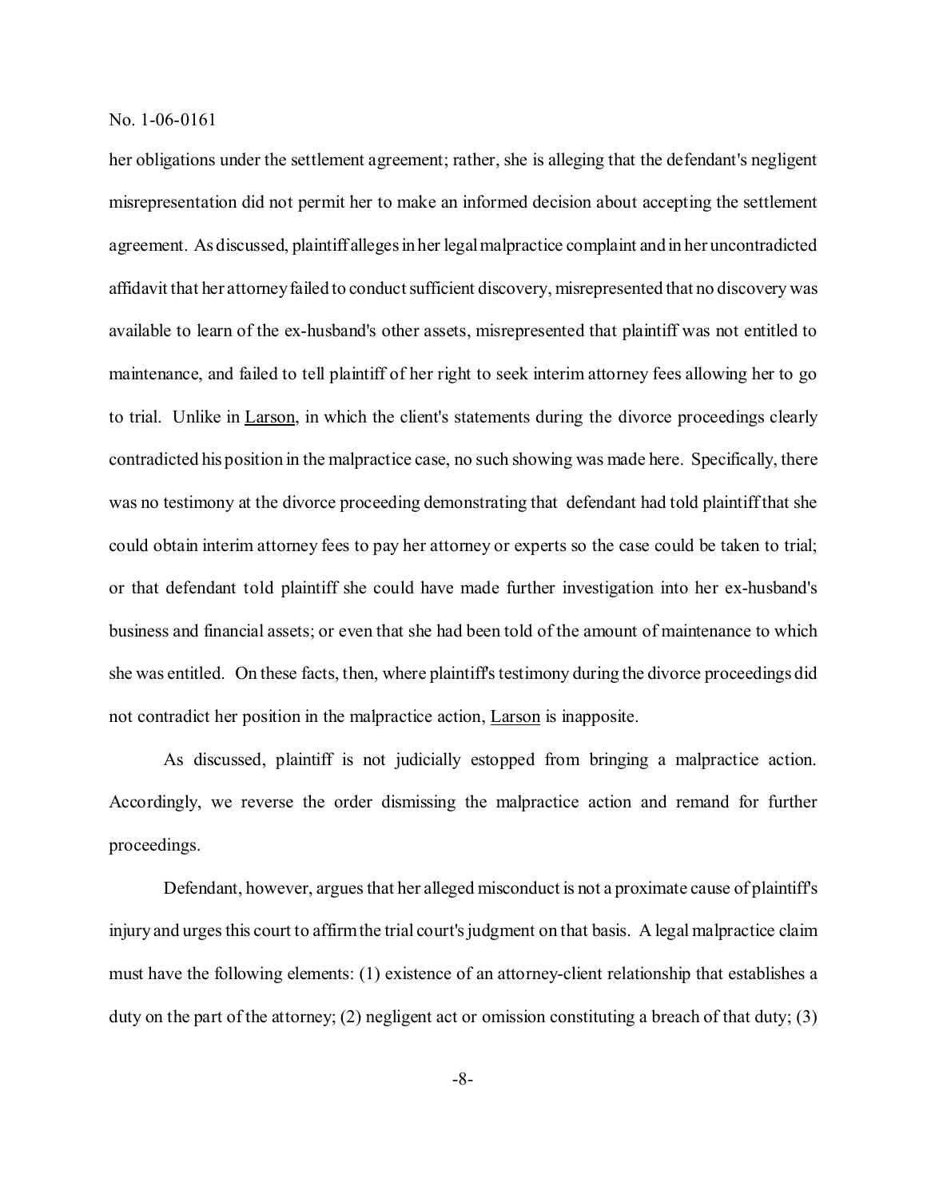her obligations under the settlement agreement; rather, she is alleging that the defendant's negligent misrepresentation did not permit her to make an informed decision about accepting the settlement agreement. As discussed, plaintiff alleges in her legal malpractice complaint and in her uncontradicted affidavit that her attorney failed to conduct sufficient discovery, misrepresented that no discovery was available to learn of the ex-husband's other assets, misrepresented that plaintiff was not entitled to maintenance, and failed to tell plaintiff of her right to seek interim attorney fees allowing her to go to trial. Unlike in Larson, in which the client's statements during the divorce proceedings clearly contradicted his position in the malpractice case, no such showing was made here. Specifically, there was no testimony at the divorce proceeding demonstrating that defendant had told plaintiff that she could obtain interim attorney fees to pay her attorney or experts so the case could be taken to trial; or that defendant told plaintiff she could have made further investigation into her ex-husband's business and financial assets; or even that she had been told of the amount of maintenance to which she was entitled. On these facts, then, where plaintiff's testimony during the divorce proceedings did not contradict her position in the malpractice action, Larson is inapposite.

As discussed, plaintiff is not judicially estopped from bringing a malpractice action. Accordingly, we reverse the order dismissing the malpractice action and remand for further proceedings.

Defendant, however, argues that her alleged misconduct is not a proximate cause of plaintiff's injury and urges this court to affirm the trial court's judgment on that basis. A legal malpractice claim must have the following elements: (1) existence of an attorney-client relationship that establishes a duty on the part of the attorney; (2) negligent act or omission constituting a breach of that duty; (3)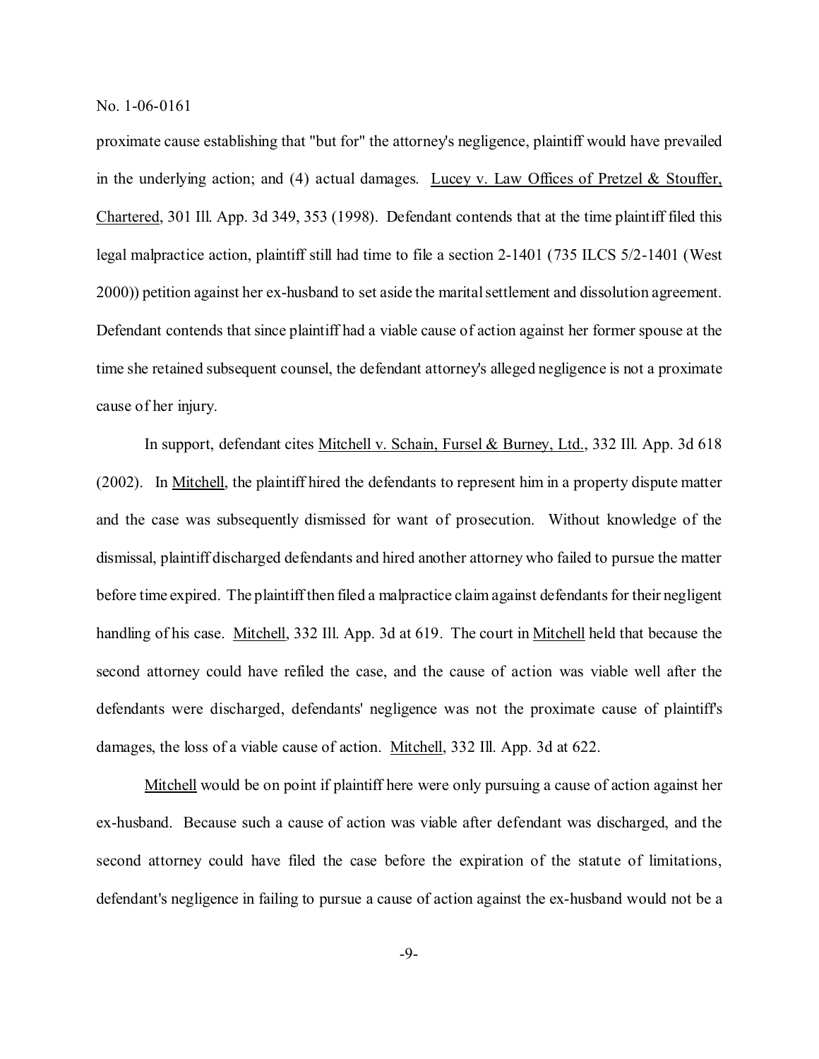proximate cause establishing that "but for" the attorney's negligence, plaintiff would have prevailed in the underlying action; and (4) actual damages. Lucey v. Law Offices of Pretzel & Stouffer, Chartered, 301 Ill. App. 3d 349, 353 (1998). Defendant contends that at the time plaintiff filed this legal malpractice action, plaintiff still had time to file a section 2-1401 (735 ILCS 5/2-1401 (West 2000)) petition against her ex-husband to set aside the marital settlement and dissolution agreement. Defendant contends that since plaintiff had a viable cause of action against her former spouse at the time she retained subsequent counsel, the defendant attorney's alleged negligence is not a proximate cause of her injury.

In support, defendant cites Mitchell v. Schain, Fursel & Burney, Ltd., 332 Ill. App. 3d 618 (2002). In Mitchell, the plaintiff hired the defendants to represent him in a property dispute matter and the case was subsequently dismissed for want of prosecution. Without knowledge of the dismissal, plaintiff discharged defendants and hired another attorney who failed to pursue the matter before time expired. The plaintiff then filed a malpractice claim against defendants for their negligent handling of his case. Mitchell, 332 Ill. App. 3d at 619. The court in Mitchell held that because the second attorney could have refiled the case, and the cause of action was viable well after the defendants were discharged, defendants' negligence was not the proximate cause of plaintiff's damages, the loss of a viable cause of action. Mitchell, 332 Ill. App. 3d at 622.

Mitchell would be on point if plaintiff here were only pursuing a cause of action against her ex-husband. Because such a cause of action was viable after defendant was discharged, and the second attorney could have filed the case before the expiration of the statute of limitations, defendant's negligence in failing to pursue a cause of action against the ex-husband would not be a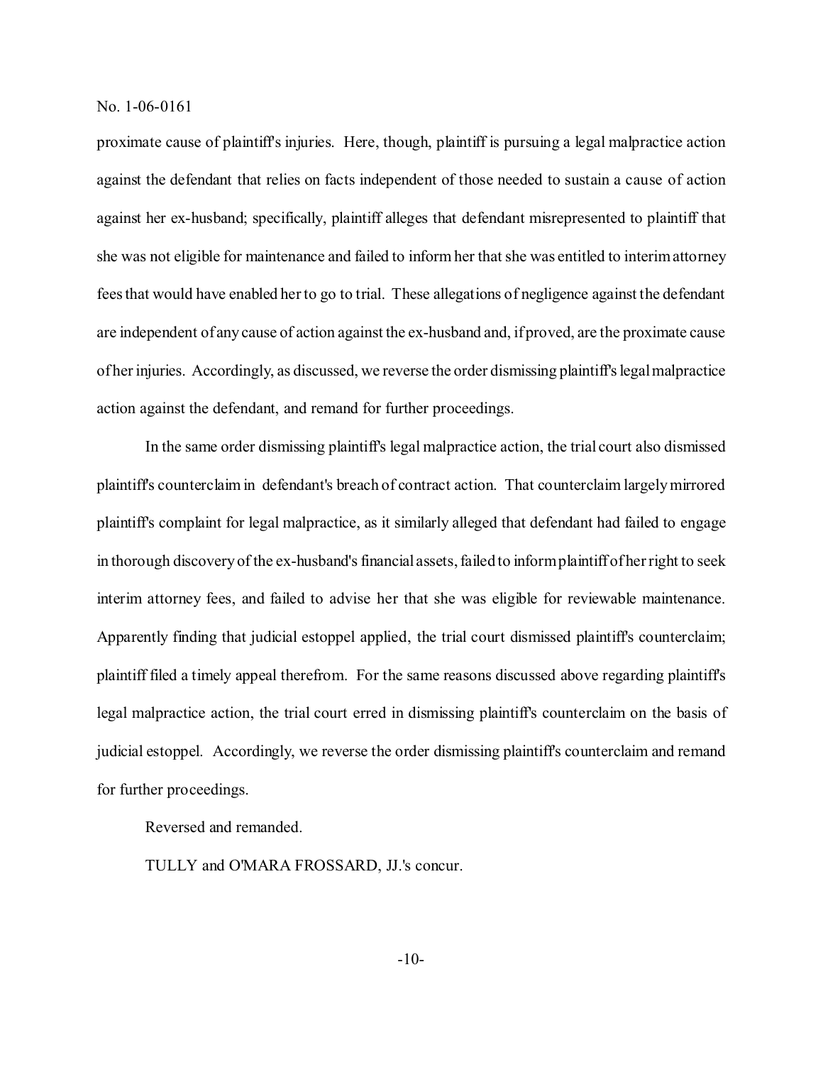proximate cause of plaintiff's injuries. Here, though, plaintiff is pursuing a legal malpractice action against the defendant that relies on facts independent of those needed to sustain a cause of action against her ex-husband; specifically, plaintiff alleges that defendant misrepresented to plaintiff that she was not eligible for maintenance and failed to inform her that she was entitled to interim attorney fees that would have enabled her to go to trial. These allegations of negligence against the defendant are independent of any cause of action against the ex-husband and, if proved, are the proximate cause of her injuries. Accordingly, as discussed, we reverse the order dismissing plaintiff's legal malpractice action against the defendant, and remand for further proceedings.

In the same order dismissing plaintiff's legal malpractice action, the trial court also dismissed plaintiff's counterclaim in defendant's breach of contract action. That counterclaim largely mirrored plaintiff's complaint for legal malpractice, as it similarly alleged that defendant had failed to engage in thorough discovery of the ex-husband's financial assets, failed to inform plaintiff of her right to seek interim attorney fees, and failed to advise her that she was eligible for reviewable maintenance. Apparently finding that judicial estoppel applied, the trial court dismissed plaintiff's counterclaim; plaintiff filed a timely appeal therefrom. For the same reasons discussed above regarding plaintiff's legal malpractice action, the trial court erred in dismissing plaintiff's counterclaim on the basis of judicial estoppel. Accordingly, we reverse the order dismissing plaintiff's counterclaim and remand for further proceedings.

Reversed and remanded.

TULLY and O'MARA FROSSARD, JJ.'s concur.